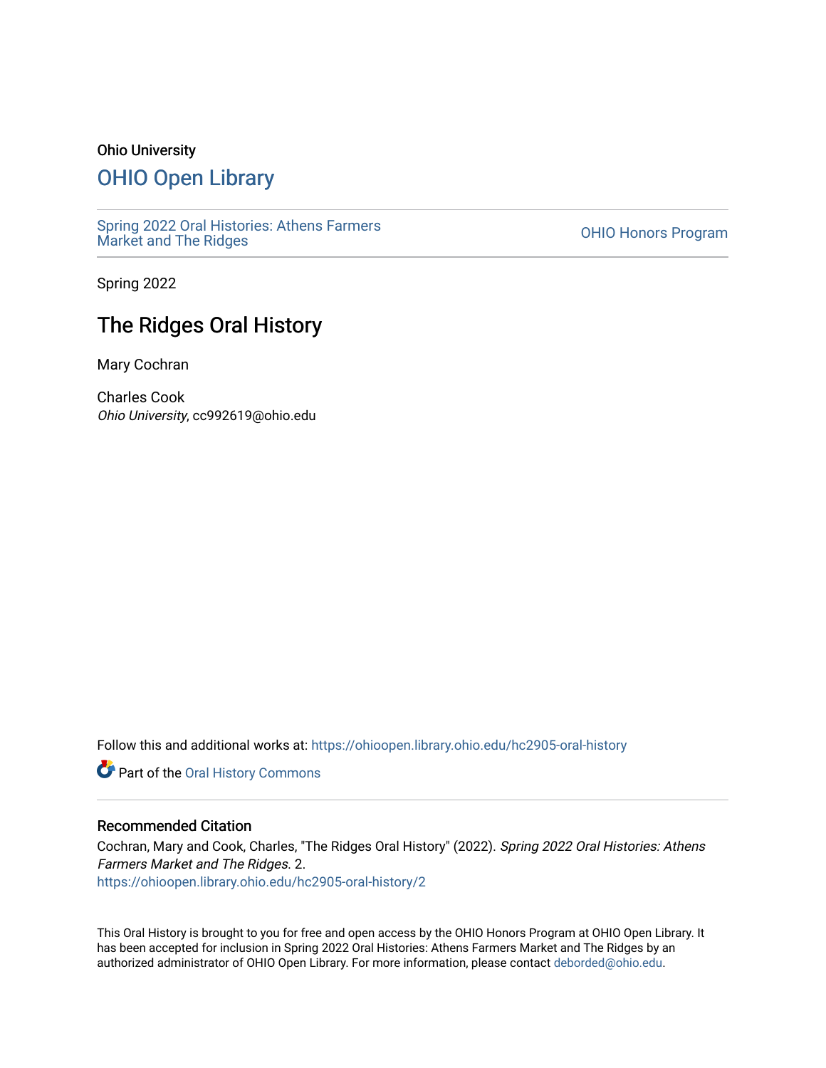Ohio University

## OHIO Open Library

Spring 2022 Oral Histories: Athens Farmers Market and The Ridges

OHIO Honors Program

Spring 2022

# The Ridges Oral History

Mary Cochran

Charles Cook
*Ohio University*, cc992619@ohio.edu

Follow this and additional works at: https://ohioopen.library.ohio.edu/hc2905-oral-history

Part of the Oral History Commons

### Recommended Citation

Cochran, Mary and Cook, Charles, "The Ridges Oral History" (2022). *Spring 2022 Oral Histories: Athens Farmers Market and The Ridges*. 2.
https://ohioopen.library.ohio.edu/hc2905-oral-history/2

This Oral History is brought to you for free and open access by the OHIO Honors Program at OHIO Open Library. It has been accepted for inclusion in Spring 2022 Oral Histories: Athens Farmers Market and The Ridges by an authorized administrator of OHIO Open Library. For more information, please contact deborded@ohio.edu.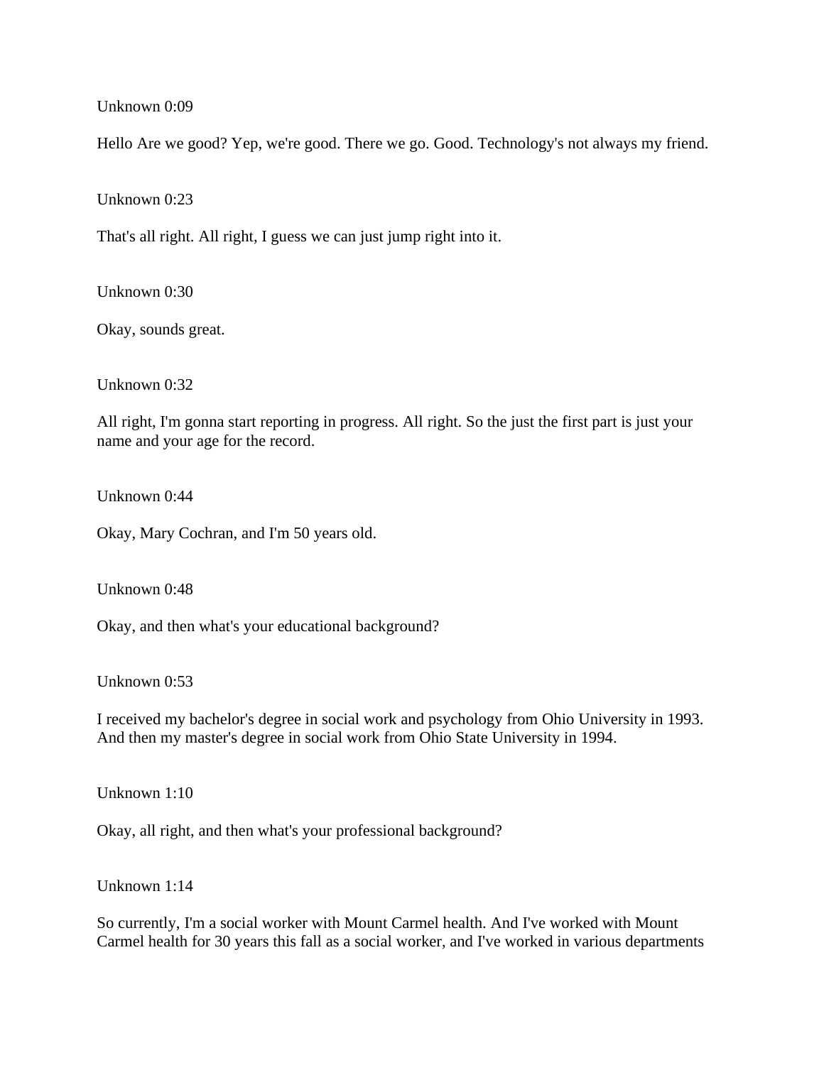Unknown 0:09

Hello Are we good? Yep, we're good. There we go. Good. Technology's not always my friend.

Unknown 0:23

That's all right. All right, I guess we can just jump right into it.

Unknown 0:30

Okay, sounds great.

Unknown 0:32

All right, I'm gonna start reporting in progress. All right. So the just the first part is just your name and your age for the record.

Unknown 0:44

Okay, Mary Cochran, and I'm 50 years old.

Unknown 0:48

Okay, and then what's your educational background?

Unknown 0:53

I received my bachelor's degree in social work and psychology from Ohio University in 1993. And then my master's degree in social work from Ohio State University in 1994.

Unknown 1:10

Okay, all right, and then what's your professional background?

Unknown 1:14

So currently, I'm a social worker with Mount Carmel health. And I've worked with Mount Carmel health for 30 years this fall as a social worker, and I've worked in various departments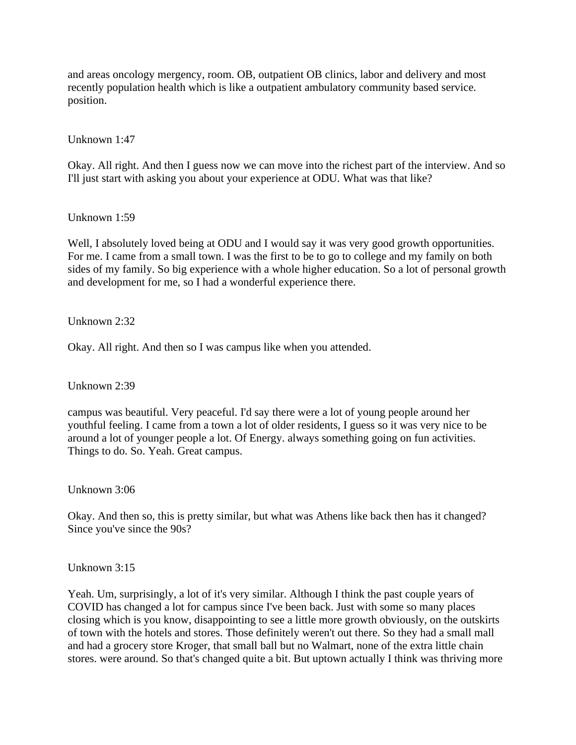and areas oncology mergency, room. OB, outpatient OB clinics, labor and delivery and most recently population health which is like a outpatient ambulatory community based service. position.

Unknown 1:47

Okay. All right. And then I guess now we can move into the richest part of the interview. And so I'll just start with asking you about your experience at ODU. What was that like?

Unknown 1:59

Well, I absolutely loved being at ODU and I would say it was very good growth opportunities. For me. I came from a small town. I was the first to be to go to college and my family on both sides of my family. So big experience with a whole higher education. So a lot of personal growth and development for me, so I had a wonderful experience there.

Unknown 2:32

Okay. All right. And then so I was campus like when you attended.

Unknown 2:39

campus was beautiful. Very peaceful. I'd say there were a lot of young people around her youthful feeling. I came from a town a lot of older residents, I guess so it was very nice to be around a lot of younger people a lot. Of Energy. always something going on fun activities. Things to do. So. Yeah. Great campus.

Unknown 3:06

Okay. And then so, this is pretty similar, but what was Athens like back then has it changed? Since you've since the 90s?

Unknown 3:15

Yeah. Um, surprisingly, a lot of it's very similar. Although I think the past couple years of COVID has changed a lot for campus since I've been back. Just with some so many places closing which is you know, disappointing to see a little more growth obviously, on the outskirts of town with the hotels and stores. Those definitely weren't out there. So they had a small mall and had a grocery store Kroger, that small ball but no Walmart, none of the extra little chain stores. were around. So that's changed quite a bit. But uptown actually I think was thriving more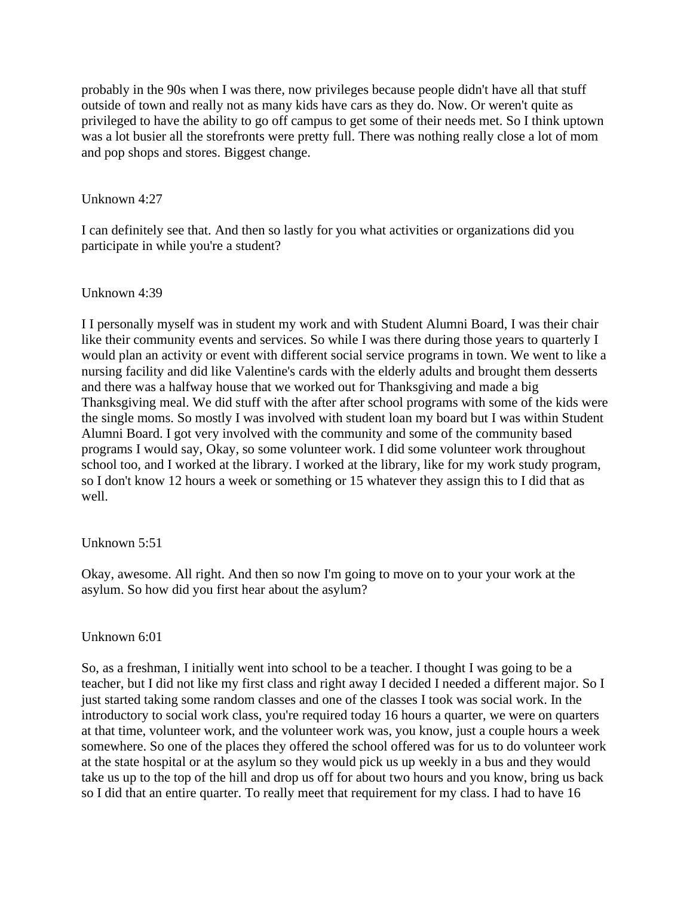probably in the 90s when I was there, now privileges because people didn't have all that stuff outside of town and really not as many kids have cars as they do. Now. Or weren't quite as privileged to have the ability to go off campus to get some of their needs met. So I think uptown was a lot busier all the storefronts were pretty full. There was nothing really close a lot of mom and pop shops and stores. Biggest change.

Unknown 4:27

I can definitely see that. And then so lastly for you what activities or organizations did you participate in while you're a student?

Unknown 4:39

I I personally myself was in student my work and with Student Alumni Board, I was their chair like their community events and services. So while I was there during those years to quarterly I would plan an activity or event with different social service programs in town. We went to like a nursing facility and did like Valentine's cards with the elderly adults and brought them desserts and there was a halfway house that we worked out for Thanksgiving and made a big Thanksgiving meal. We did stuff with the after after school programs with some of the kids were the single moms. So mostly I was involved with student loan my board but I was within Student Alumni Board. I got very involved with the community and some of the community based programs I would say, Okay, so some volunteer work. I did some volunteer work throughout school too, and I worked at the library. I worked at the library, like for my work study program, so I don't know 12 hours a week or something or 15 whatever they assign this to I did that as well.

Unknown 5:51

Okay, awesome. All right. And then so now I'm going to move on to your your work at the asylum. So how did you first hear about the asylum?

Unknown 6:01

So, as a freshman, I initially went into school to be a teacher. I thought I was going to be a teacher, but I did not like my first class and right away I decided I needed a different major. So I just started taking some random classes and one of the classes I took was social work. In the introductory to social work class, you're required today 16 hours a quarter, we were on quarters at that time, volunteer work, and the volunteer work was, you know, just a couple hours a week somewhere. So one of the places they offered the school offered was for us to do volunteer work at the state hospital or at the asylum so they would pick us up weekly in a bus and they would take us up to the top of the hill and drop us off for about two hours and you know, bring us back so I did that an entire quarter. To really meet that requirement for my class. I had to have 16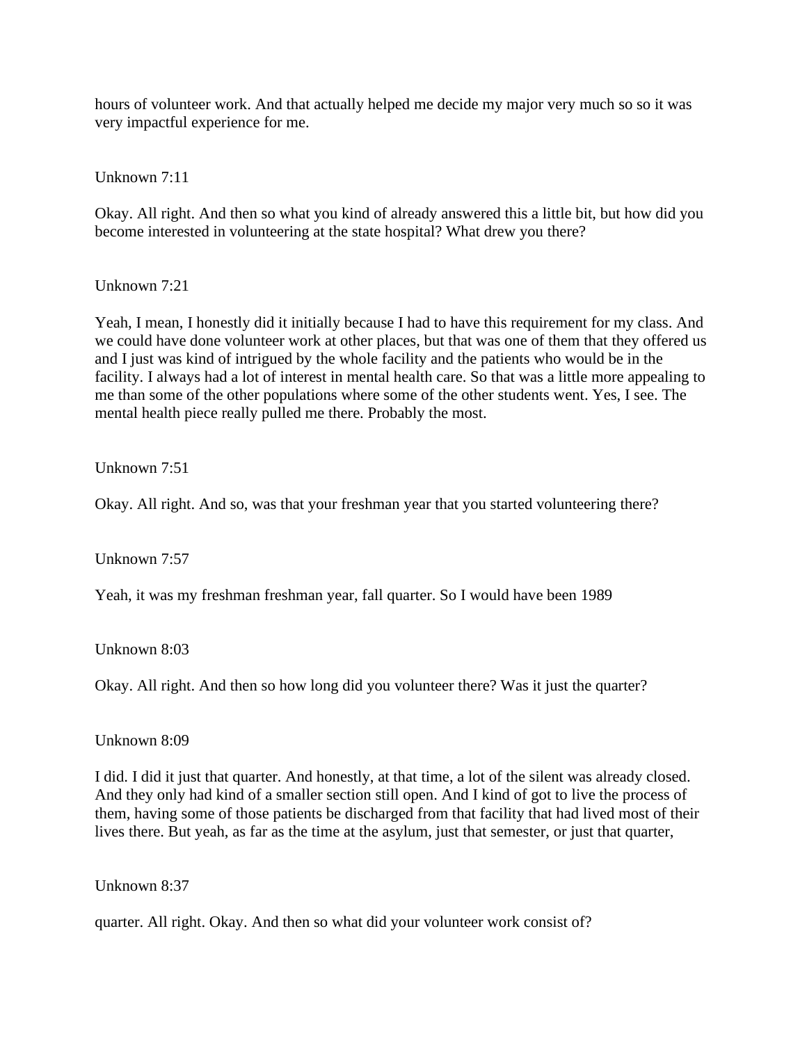hours of volunteer work. And that actually helped me decide my major very much so so it was very impactful experience for me.

Unknown 7:11

Okay. All right. And then so what you kind of already answered this a little bit, but how did you become interested in volunteering at the state hospital? What drew you there?

Unknown 7:21

Yeah, I mean, I honestly did it initially because I had to have this requirement for my class. And we could have done volunteer work at other places, but that was one of them that they offered us and I just was kind of intrigued by the whole facility and the patients who would be in the facility. I always had a lot of interest in mental health care. So that was a little more appealing to me than some of the other populations where some of the other students went. Yes, I see. The mental health piece really pulled me there. Probably the most.

Unknown 7:51

Okay. All right. And so, was that your freshman year that you started volunteering there?

Unknown 7:57

Yeah, it was my freshman freshman year, fall quarter. So I would have been 1989

Unknown 8:03

Okay. All right. And then so how long did you volunteer there? Was it just the quarter?

Unknown 8:09

I did. I did it just that quarter. And honestly, at that time, a lot of the silent was already closed. And they only had kind of a smaller section still open. And I kind of got to live the process of them, having some of those patients be discharged from that facility that had lived most of their lives there. But yeah, as far as the time at the asylum, just that semester, or just that quarter,

Unknown 8:37

quarter. All right. Okay. And then so what did your volunteer work consist of?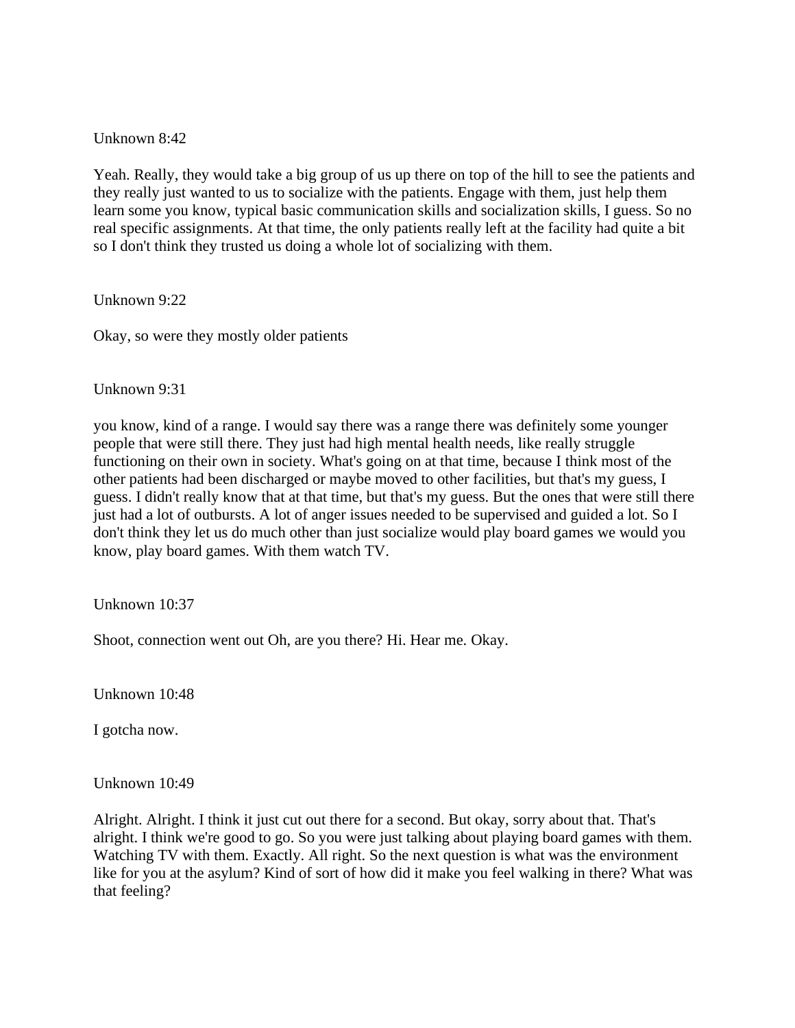Unknown 8:42

Yeah. Really, they would take a big group of us up there on top of the hill to see the patients and they really just wanted to us to socialize with the patients. Engage with them, just help them learn some you know, typical basic communication skills and socialization skills, I guess. So no real specific assignments. At that time, the only patients really left at the facility had quite a bit so I don't think they trusted us doing a whole lot of socializing with them.

Unknown 9:22

Okay, so were they mostly older patients

Unknown 9:31

you know, kind of a range. I would say there was a range there was definitely some younger people that were still there. They just had high mental health needs, like really struggle functioning on their own in society. What's going on at that time, because I think most of the other patients had been discharged or maybe moved to other facilities, but that's my guess, I guess. I didn't really know that at that time, but that's my guess. But the ones that were still there just had a lot of outbursts. A lot of anger issues needed to be supervised and guided a lot. So I don't think they let us do much other than just socialize would play board games we would you know, play board games. With them watch TV.

Unknown 10:37

Shoot, connection went out Oh, are you there? Hi. Hear me. Okay.

Unknown 10:48

I gotcha now.

Unknown 10:49

Alright. Alright. I think it just cut out there for a second. But okay, sorry about that. That's alright. I think we're good to go. So you were just talking about playing board games with them. Watching TV with them. Exactly. All right. So the next question is what was the environment like for you at the asylum? Kind of sort of how did it make you feel walking in there? What was that feeling?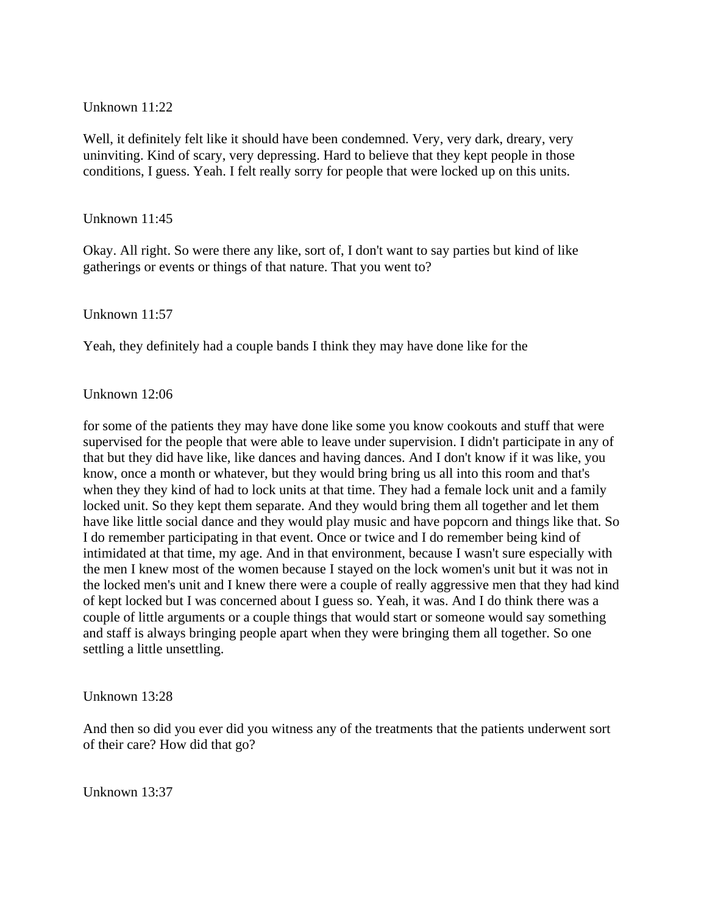Unknown 11:22

Well, it definitely felt like it should have been condemned. Very, very dark, dreary, very uninviting. Kind of scary, very depressing. Hard to believe that they kept people in those conditions, I guess. Yeah. I felt really sorry for people that were locked up on this units.

Unknown 11:45

Okay. All right. So were there any like, sort of, I don't want to say parties but kind of like gatherings or events or things of that nature. That you went to?

Unknown 11:57

Yeah, they definitely had a couple bands I think they may have done like for the

Unknown 12:06

for some of the patients they may have done like some you know cookouts and stuff that were supervised for the people that were able to leave under supervision. I didn't participate in any of that but they did have like, like dances and having dances. And I don't know if it was like, you know, once a month or whatever, but they would bring bring us all into this room and that's when they they kind of had to lock units at that time. They had a female lock unit and a family locked unit. So they kept them separate. And they would bring them all together and let them have like little social dance and they would play music and have popcorn and things like that. So I do remember participating in that event. Once or twice and I do remember being kind of intimidated at that time, my age. And in that environment, because I wasn't sure especially with the men I knew most of the women because I stayed on the lock women's unit but it was not in the locked men's unit and I knew there were a couple of really aggressive men that they had kind of kept locked but I was concerned about I guess so. Yeah, it was. And I do think there was a couple of little arguments or a couple things that would start or someone would say something and staff is always bringing people apart when they were bringing them all together. So one settling a little unsettling.

Unknown 13:28

And then so did you ever did you witness any of the treatments that the patients underwent sort of their care? How did that go?

Unknown 13:37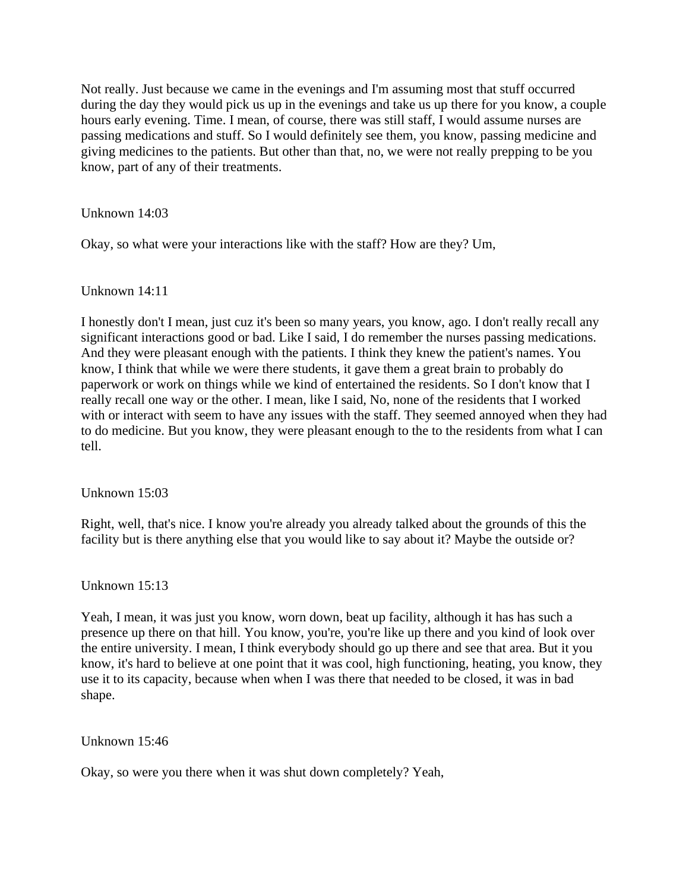Not really. Just because we came in the evenings and I'm assuming most that stuff occurred during the day they would pick us up in the evenings and take us up there for you know, a couple hours early evening. Time. I mean, of course, there was still staff, I would assume nurses are passing medications and stuff. So I would definitely see them, you know, passing medicine and giving medicines to the patients. But other than that, no, we were not really prepping to be you know, part of any of their treatments.

Unknown 14:03

Okay, so what were your interactions like with the staff? How are they? Um,

Unknown 14:11

I honestly don't I mean, just cuz it's been so many years, you know, ago. I don't really recall any significant interactions good or bad. Like I said, I do remember the nurses passing medications. And they were pleasant enough with the patients. I think they knew the patient's names. You know, I think that while we were there students, it gave them a great brain to probably do paperwork or work on things while we kind of entertained the residents. So I don't know that I really recall one way or the other. I mean, like I said, No, none of the residents that I worked with or interact with seem to have any issues with the staff. They seemed annoyed when they had to do medicine. But you know, they were pleasant enough to the to the residents from what I can tell.

Unknown 15:03

Right, well, that's nice. I know you're already you already talked about the grounds of this the facility but is there anything else that you would like to say about it? Maybe the outside or?

Unknown 15:13

Yeah, I mean, it was just you know, worn down, beat up facility, although it has has such a presence up there on that hill. You know, you're, you're like up there and you kind of look over the entire university. I mean, I think everybody should go up there and see that area. But it you know, it's hard to believe at one point that it was cool, high functioning, heating, you know, they use it to its capacity, because when when I was there that needed to be closed, it was in bad shape.

Unknown 15:46

Okay, so were you there when it was shut down completely? Yeah,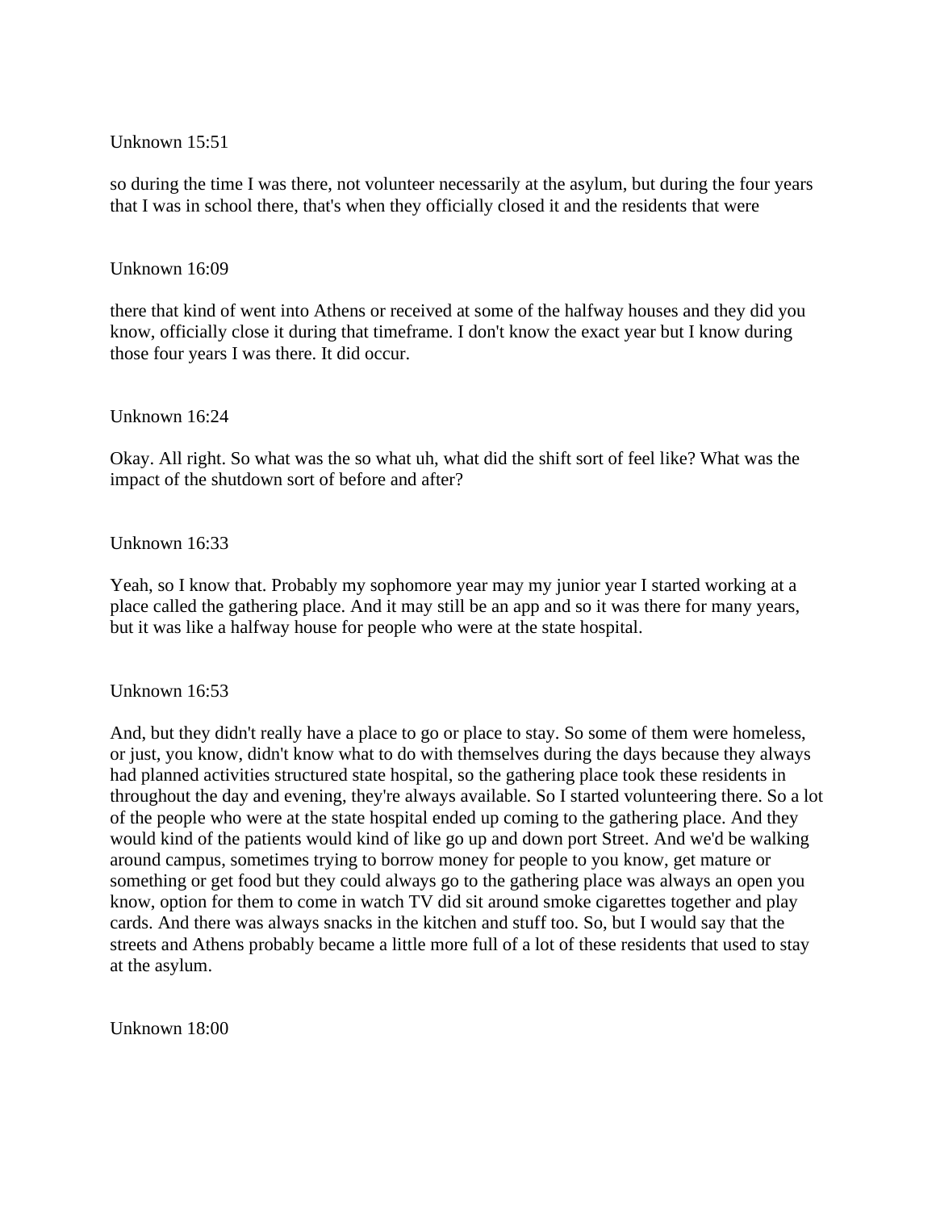Unknown 15:51

so during the time I was there, not volunteer necessarily at the asylum, but during the four years that I was in school there, that's when they officially closed it and the residents that were

Unknown 16:09

there that kind of went into Athens or received at some of the halfway houses and they did you know, officially close it during that timeframe. I don't know the exact year but I know during those four years I was there. It did occur.

Unknown 16:24

Okay. All right. So what was the so what uh, what did the shift sort of feel like? What was the impact of the shutdown sort of before and after?

Unknown 16:33

Yeah, so I know that. Probably my sophomore year may my junior year I started working at a place called the gathering place. And it may still be an app and so it was there for many years, but it was like a halfway house for people who were at the state hospital.

Unknown 16:53

And, but they didn't really have a place to go or place to stay. So some of them were homeless, or just, you know, didn't know what to do with themselves during the days because they always had planned activities structured state hospital, so the gathering place took these residents in throughout the day and evening, they're always available. So I started volunteering there. So a lot of the people who were at the state hospital ended up coming to the gathering place. And they would kind of the patients would kind of like go up and down port Street. And we'd be walking around campus, sometimes trying to borrow money for people to you know, get mature or something or get food but they could always go to the gathering place was always an open you know, option for them to come in watch TV did sit around smoke cigarettes together and play cards. And there was always snacks in the kitchen and stuff too. So, but I would say that the streets and Athens probably became a little more full of a lot of these residents that used to stay at the asylum.

Unknown 18:00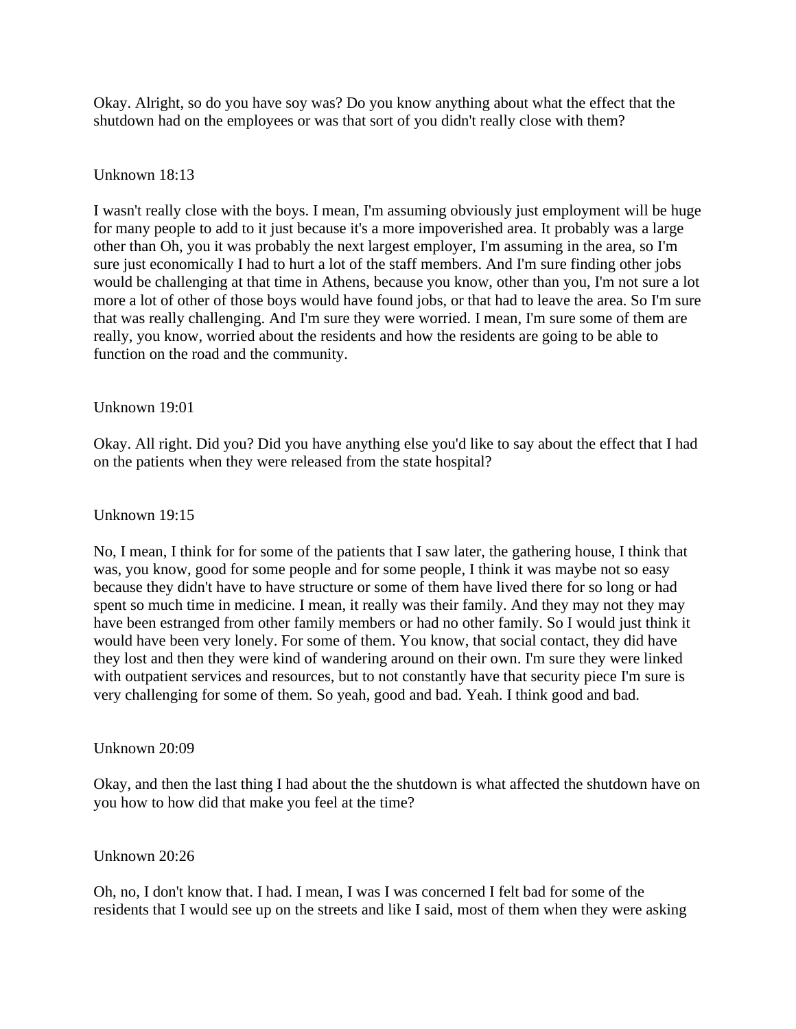Okay. Alright, so do you have soy was? Do you know anything about what the effect that the shutdown had on the employees or was that sort of you didn't really close with them?

Unknown 18:13

I wasn't really close with the boys. I mean, I'm assuming obviously just employment will be huge for many people to add to it just because it's a more impoverished area. It probably was a large other than Oh, you it was probably the next largest employer, I'm assuming in the area, so I'm sure just economically I had to hurt a lot of the staff members. And I'm sure finding other jobs would be challenging at that time in Athens, because you know, other than you, I'm not sure a lot more a lot of other of those boys would have found jobs, or that had to leave the area. So I'm sure that was really challenging. And I'm sure they were worried. I mean, I'm sure some of them are really, you know, worried about the residents and how the residents are going to be able to function on the road and the community.

Unknown 19:01

Okay. All right. Did you? Did you have anything else you'd like to say about the effect that I had on the patients when they were released from the state hospital?

Unknown 19:15

No, I mean, I think for for some of the patients that I saw later, the gathering house, I think that was, you know, good for some people and for some people, I think it was maybe not so easy because they didn't have to have structure or some of them have lived there for so long or had spent so much time in medicine. I mean, it really was their family. And they may not they may have been estranged from other family members or had no other family. So I would just think it would have been very lonely. For some of them. You know, that social contact, they did have they lost and then they were kind of wandering around on their own. I'm sure they were linked with outpatient services and resources, but to not constantly have that security piece I'm sure is very challenging for some of them. So yeah, good and bad. Yeah. I think good and bad.

Unknown 20:09

Okay, and then the last thing I had about the the shutdown is what affected the shutdown have on you how to how did that make you feel at the time?

Unknown 20:26

Oh, no, I don't know that. I had. I mean, I was I was concerned I felt bad for some of the residents that I would see up on the streets and like I said, most of them when they were asking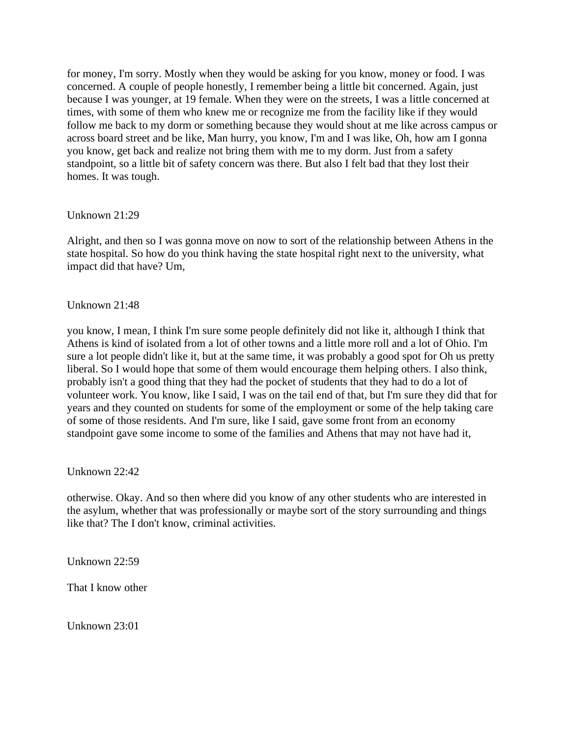for money, I'm sorry. Mostly when they would be asking for you know, money or food. I was concerned. A couple of people honestly, I remember being a little bit concerned. Again, just because I was younger, at 19 female. When they were on the streets, I was a little concerned at times, with some of them who knew me or recognize me from the facility like if they would follow me back to my dorm or something because they would shout at me like across campus or across board street and be like, Man hurry, you know, I'm and I was like, Oh, how am I gonna you know, get back and realize not bring them with me to my dorm. Just from a safety standpoint, so a little bit of safety concern was there. But also I felt bad that they lost their homes. It was tough.

Unknown 21:29

Alright, and then so I was gonna move on now to sort of the relationship between Athens in the state hospital. So how do you think having the state hospital right next to the university, what impact did that have? Um,

Unknown 21:48

you know, I mean, I think I'm sure some people definitely did not like it, although I think that Athens is kind of isolated from a lot of other towns and a little more roll and a lot of Ohio. I'm sure a lot people didn't like it, but at the same time, it was probably a good spot for Oh us pretty liberal. So I would hope that some of them would encourage them helping others. I also think, probably isn't a good thing that they had the pocket of students that they had to do a lot of volunteer work. You know, like I said, I was on the tail end of that, but I'm sure they did that for years and they counted on students for some of the employment or some of the help taking care of some of those residents. And I'm sure, like I said, gave some front from an economy standpoint gave some income to some of the families and Athens that may not have had it,

Unknown 22:42

otherwise. Okay. And so then where did you know of any other students who are interested in the asylum, whether that was professionally or maybe sort of the story surrounding and things like that? The I don't know, criminal activities.

Unknown 22:59

That I know other

Unknown 23:01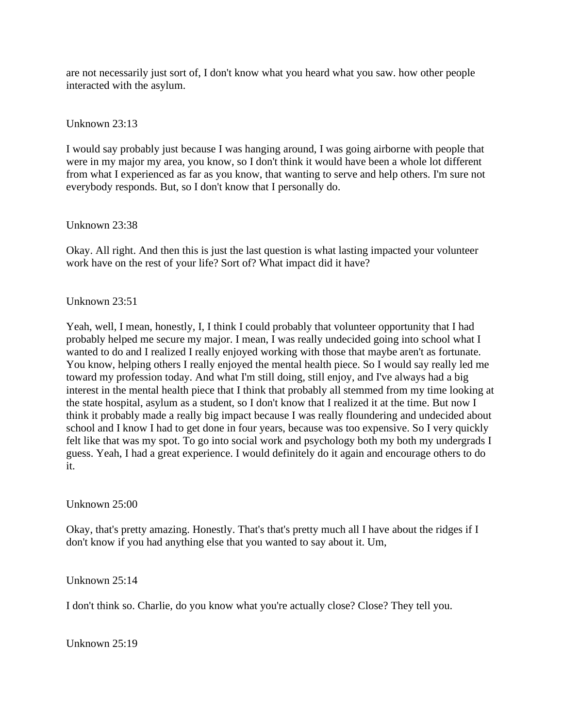are not necessarily just sort of, I don't know what you heard what you saw. how other people interacted with the asylum.

Unknown 23:13

I would say probably just because I was hanging around, I was going airborne with people that were in my major my area, you know, so I don't think it would have been a whole lot different from what I experienced as far as you know, that wanting to serve and help others. I'm sure not everybody responds. But, so I don't know that I personally do.

Unknown 23:38

Okay. All right. And then this is just the last question is what lasting impacted your volunteer work have on the rest of your life? Sort of? What impact did it have?

Unknown 23:51

Yeah, well, I mean, honestly, I, I think I could probably that volunteer opportunity that I had probably helped me secure my major. I mean, I was really undecided going into school what I wanted to do and I realized I really enjoyed working with those that maybe aren't as fortunate. You know, helping others I really enjoyed the mental health piece. So I would say really led me toward my profession today. And what I'm still doing, still enjoy, and I've always had a big interest in the mental health piece that I think that probably all stemmed from my time looking at the state hospital, asylum as a student, so I don't know that I realized it at the time. But now I think it probably made a really big impact because I was really floundering and undecided about school and I know I had to get done in four years, because was too expensive. So I very quickly felt like that was my spot. To go into social work and psychology both my both my undergrads I guess. Yeah, I had a great experience. I would definitely do it again and encourage others to do it.

Unknown 25:00

Okay, that's pretty amazing. Honestly. That's that's pretty much all I have about the ridges if I don't know if you had anything else that you wanted to say about it. Um,

Unknown 25:14

I don't think so. Charlie, do you know what you're actually close? Close? They tell you.

Unknown 25:19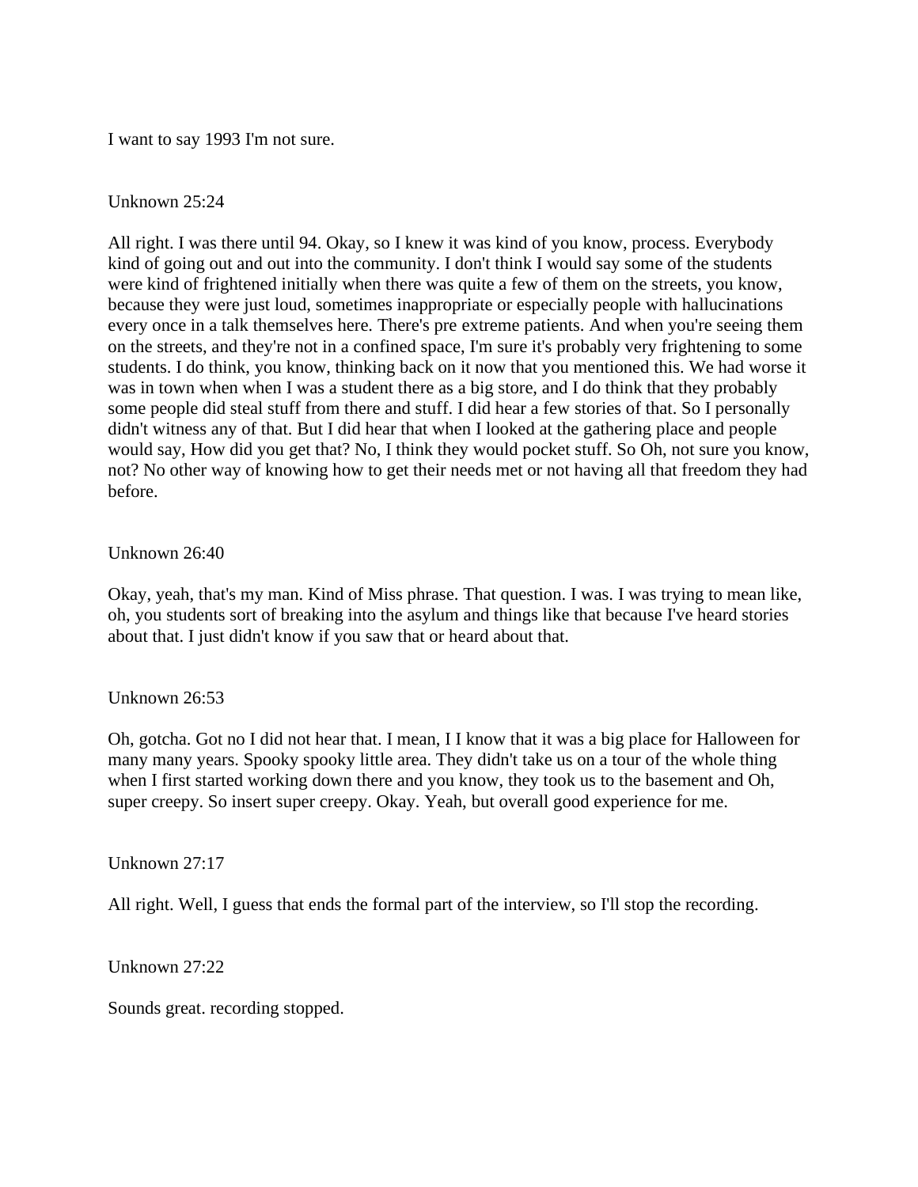I want to say 1993 I'm not sure.

Unknown 25:24

All right. I was there until 94. Okay, so I knew it was kind of you know, process. Everybody kind of going out and out into the community. I don't think I would say some of the students were kind of frightened initially when there was quite a few of them on the streets, you know, because they were just loud, sometimes inappropriate or especially people with hallucinations every once in a talk themselves here. There's pre extreme patients. And when you're seeing them on the streets, and they're not in a confined space, I'm sure it's probably very frightening to some students. I do think, you know, thinking back on it now that you mentioned this. We had worse it was in town when when I was a student there as a big store, and I do think that they probably some people did steal stuff from there and stuff. I did hear a few stories of that. So I personally didn't witness any of that. But I did hear that when I looked at the gathering place and people would say, How did you get that? No, I think they would pocket stuff. So Oh, not sure you know, not? No other way of knowing how to get their needs met or not having all that freedom they had before.

Unknown 26:40

Okay, yeah, that's my man. Kind of Miss phrase. That question. I was. I was trying to mean like, oh, you students sort of breaking into the asylum and things like that because I've heard stories about that. I just didn't know if you saw that or heard about that.

Unknown 26:53

Oh, gotcha. Got no I did not hear that. I mean, I I know that it was a big place for Halloween for many many years. Spooky spooky little area. They didn't take us on a tour of the whole thing when I first started working down there and you know, they took us to the basement and Oh, super creepy. So insert super creepy. Okay. Yeah, but overall good experience for me.

Unknown 27:17

All right. Well, I guess that ends the formal part of the interview, so I'll stop the recording.

Unknown 27:22

Sounds great. recording stopped.